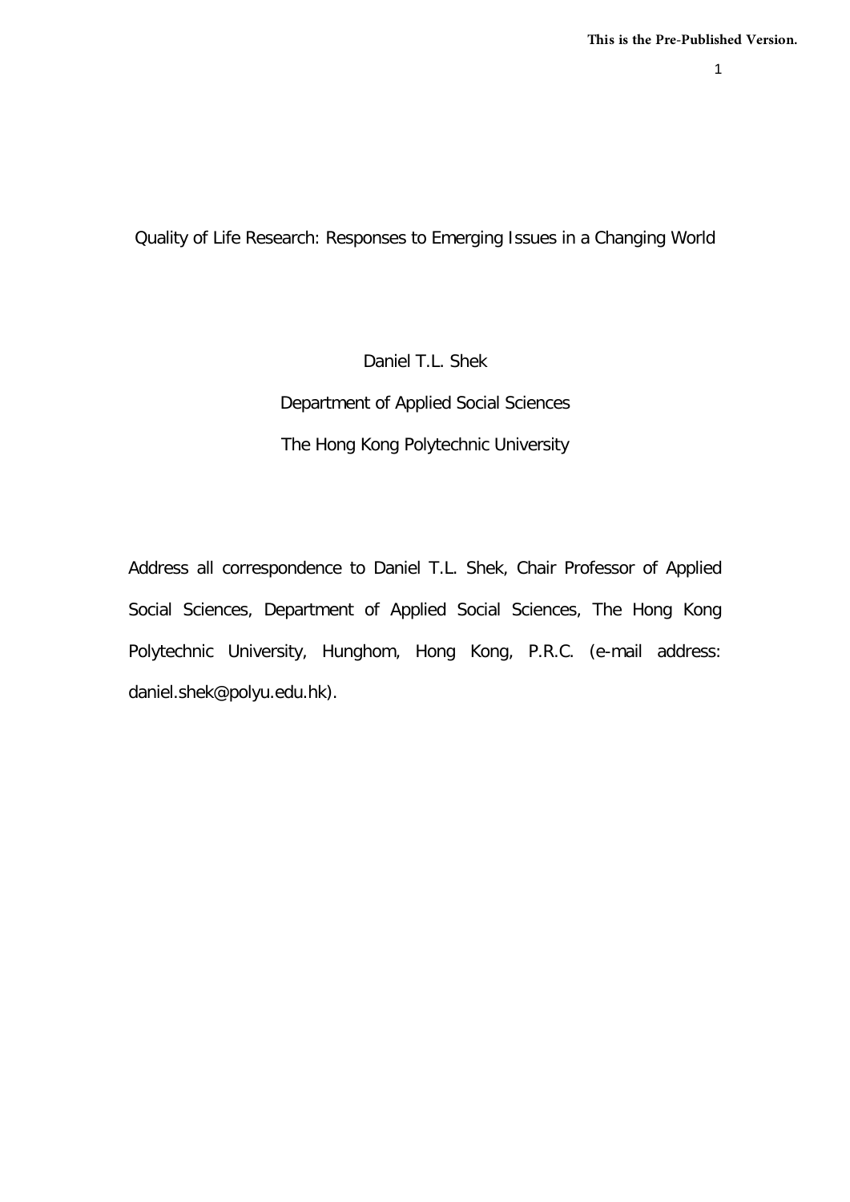This is the Pre-Published Version.

# Quality of Life Research: Responses to Emerging Issues in a Changing World

Daniel T.L. Shek

Department of Applied Social Sciences

The Hong Kong Polytechnic University

Address all correspondence to Daniel T.L. Shek, Chair Professor of Applied Social Sciences, Department of Applied Social Sciences, The Hong Kong Polytechnic University, Hunghom, Hong Kong, P.R.C. (e-mail address: daniel.shek@polyu.edu.hk).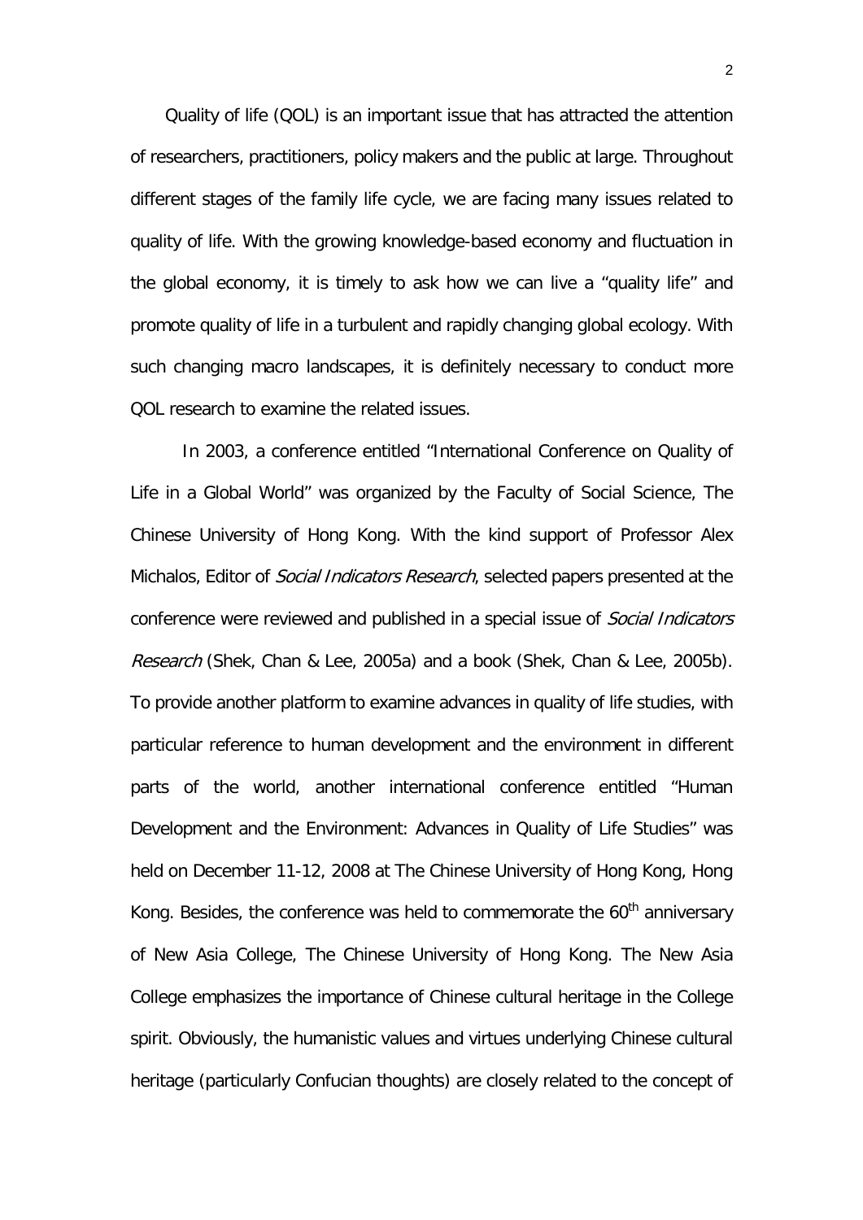Quality of life (QOL) is an important issue that has attracted the attention of researchers, practitioners, policy makers and the public at large. Throughout different stages of the family life cycle, we are facing many issues related to quality of life. With the growing knowledge-based economy and fluctuation in the global economy, it is timely to ask how we can live a "quality life" and promote quality of life in a turbulent and rapidly changing global ecology. With such changing macro landscapes, it is definitely necessary to conduct more QOL research to examine the related issues.

In 2003, a conference entitled "International Conference on Quality of Life in a Global World" was organized by the Faculty of Social Science, The Chinese University of Hong Kong. With the kind support of Professor Alex Michalos, Editor of *Social Indicators Research*, selected papers presented at the conference were reviewed and published in a special issue of *Social Indicators Research* (Shek, Chan & Lee, 2005a) and a book (Shek, Chan & Lee, 2005b). To provide another platform to examine advances in quality of life studies, with particular reference to human development and the environment in different parts of the world, another international conference entitled "Human Development and the Environment: Advances in Quality of Life Studies" was held on December 11-12, 2008 at The Chinese University of Hong Kong, Hong Kong. Besides, the conference was held to commemorate the 60th anniversary of New Asia College, The Chinese University of Hong Kong. The New Asia College emphasizes the importance of Chinese cultural heritage in the College spirit. Obviously, the humanistic values and virtues underlying Chinese cultural heritage (particularly Confucian thoughts) are closely related to the concept of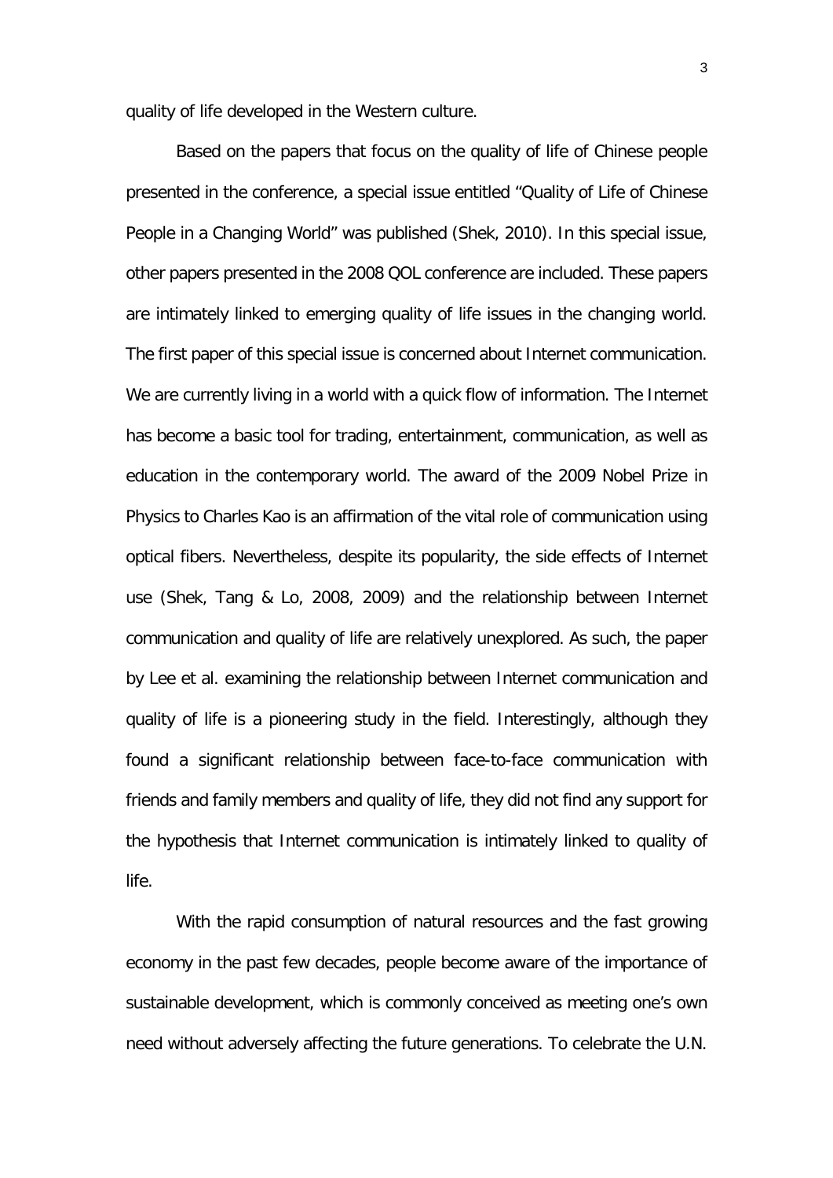quality of life developed in the Western culture.

Based on the papers that focus on the quality of life of Chinese people presented in the conference, a special issue entitled "Quality of Life of Chinese People in a Changing World" was published (Shek, 2010). In this special issue, other papers presented in the 2008 QOL conference are included. These papers are intimately linked to emerging quality of life issues in the changing world. The first paper of this special issue is concerned about Internet communication. We are currently living in a world with a quick flow of information. The Internet has become a basic tool for trading, entertainment, communication, as well as education in the contemporary world. The award of the 2009 Nobel Prize in Physics to Charles Kao is an affirmation of the vital role of communication using optical fibers. Nevertheless, despite its popularity, the side effects of Internet use (Shek, Tang & Lo, 2008, 2009) and the relationship between Internet communication and quality of life are relatively unexplored. As such, the paper by Lee et al. examining the relationship between Internet communication and quality of life is a pioneering study in the field. Interestingly, although they found a significant relationship between face-to-face communication with friends and family members and quality of life, they did not find any support for the hypothesis that Internet communication is intimately linked to quality of life.

With the rapid consumption of natural resources and the fast growing economy in the past few decades, people become aware of the importance of sustainable development, which is commonly conceived as meeting one's own need without adversely affecting the future generations. To celebrate the U.N.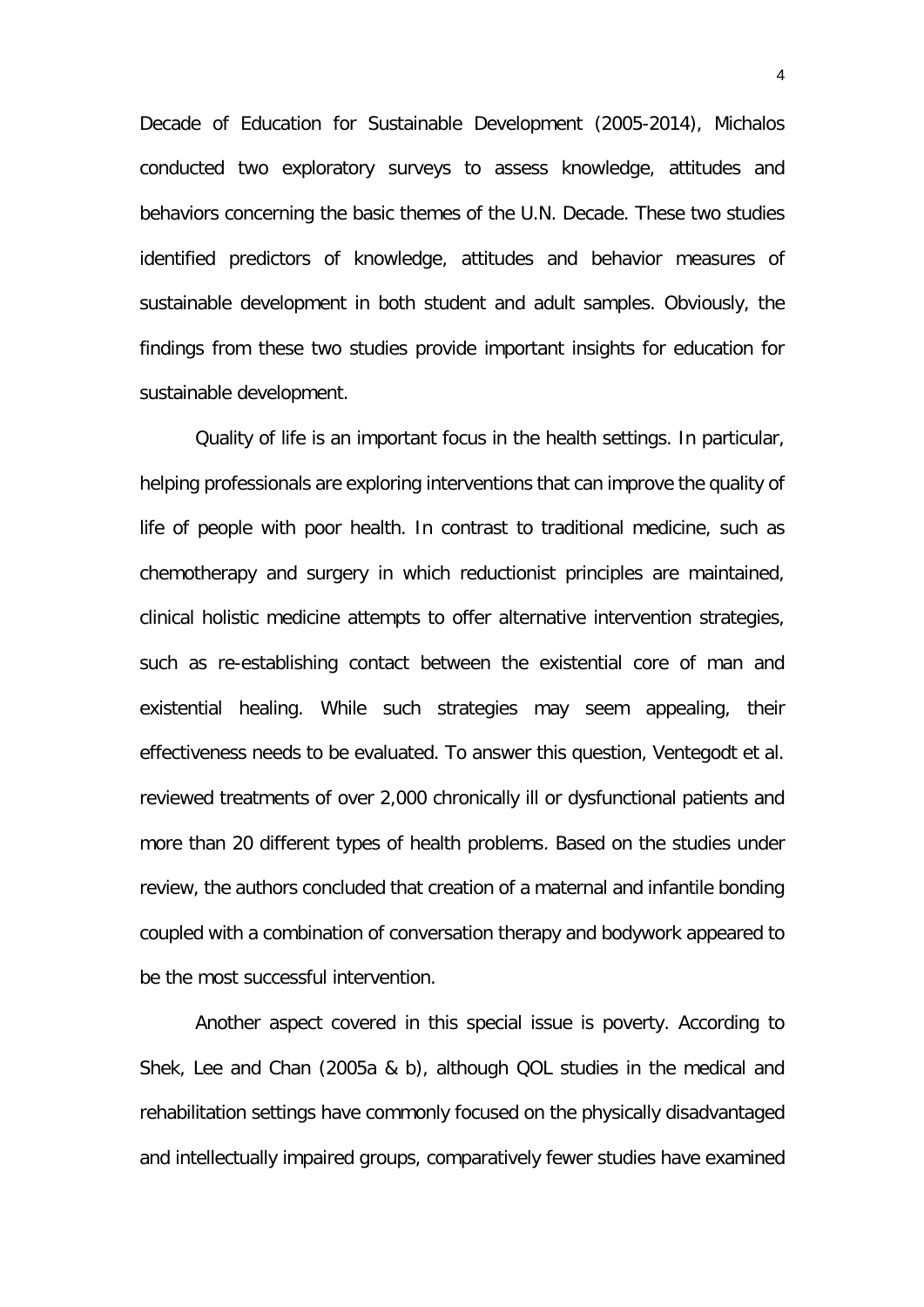Decade of Education for Sustainable Development (2005-2014), Michalos conducted two exploratory surveys to assess knowledge, attitudes and behaviors concerning the basic themes of the U.N. Decade. These two studies identified predictors of knowledge, attitudes and behavior measures of sustainable development in both student and adult samples. Obviously, the findings from these two studies provide important insights for education for sustainable development.

Quality of life is an important focus in the health settings. In particular, helping professionals are exploring interventions that can improve the quality of life of people with poor health. In contrast to traditional medicine, such as chemotherapy and surgery in which reductionist principles are maintained, clinical holistic medicine attempts to offer alternative intervention strategies, such as re-establishing contact between the existential core of man and existential healing. While such strategies may seem appealing, their effectiveness needs to be evaluated. To answer this question, Ventegodt et al. reviewed treatments of over 2,000 chronically ill or dysfunctional patients and more than 20 different types of health problems. Based on the studies under review, the authors concluded that creation of a maternal and infantile bonding coupled with a combination of conversation therapy and bodywork appeared to be the most successful intervention.

Another aspect covered in this special issue is poverty. According to Shek, Lee and Chan (2005a & b), although QOL studies in the medical and rehabilitation settings have commonly focused on the physically disadvantaged and intellectually impaired groups, comparatively fewer studies have examined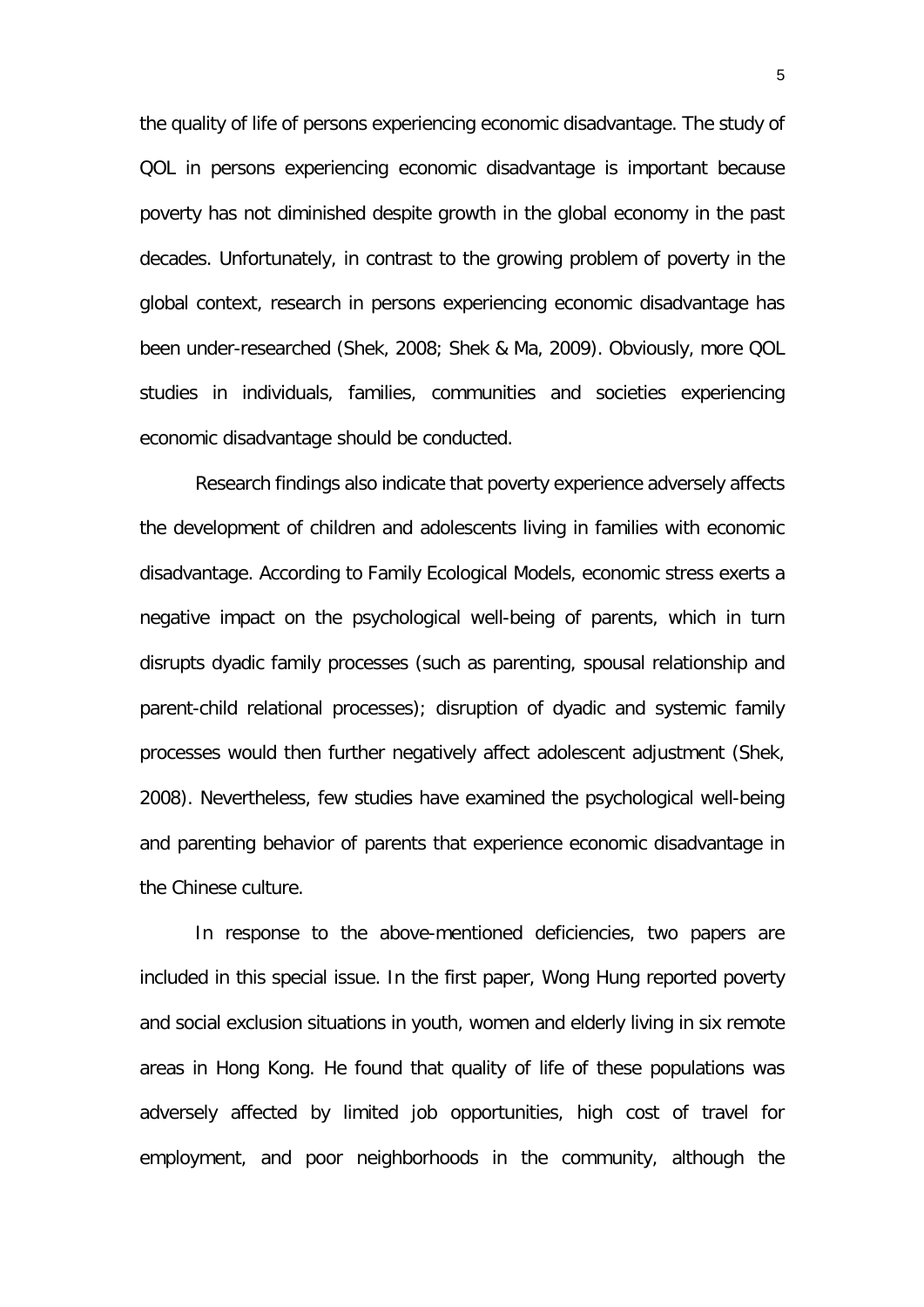the quality of life of persons experiencing economic disadvantage. The study of QOL in persons experiencing economic disadvantage is important because poverty has not diminished despite growth in the global economy in the past decades. Unfortunately, in contrast to the growing problem of poverty in the global context, research in persons experiencing economic disadvantage has been under-researched (Shek, 2008; Shek & Ma, 2009). Obviously, more QOL studies in individuals, families, communities and societies experiencing economic disadvantage should be conducted.

Research findings also indicate that poverty experience adversely affects the development of children and adolescents living in families with economic disadvantage. According to Family Ecological Models, economic stress exerts a negative impact on the psychological well-being of parents, which in turn disrupts dyadic family processes (such as parenting, spousal relationship and parent-child relational processes); disruption of dyadic and systemic family processes would then further negatively affect adolescent adjustment (Shek, 2008). Nevertheless, few studies have examined the psychological well-being and parenting behavior of parents that experience economic disadvantage in the Chinese culture.

In response to the above-mentioned deficiencies, two papers are included in this special issue. In the first paper, Wong Hung reported poverty and social exclusion situations in youth, women and elderly living in six remote areas in Hong Kong. He found that quality of life of these populations was adversely affected by limited job opportunities, high cost of travel for employment, and poor neighborhoods in the community, although the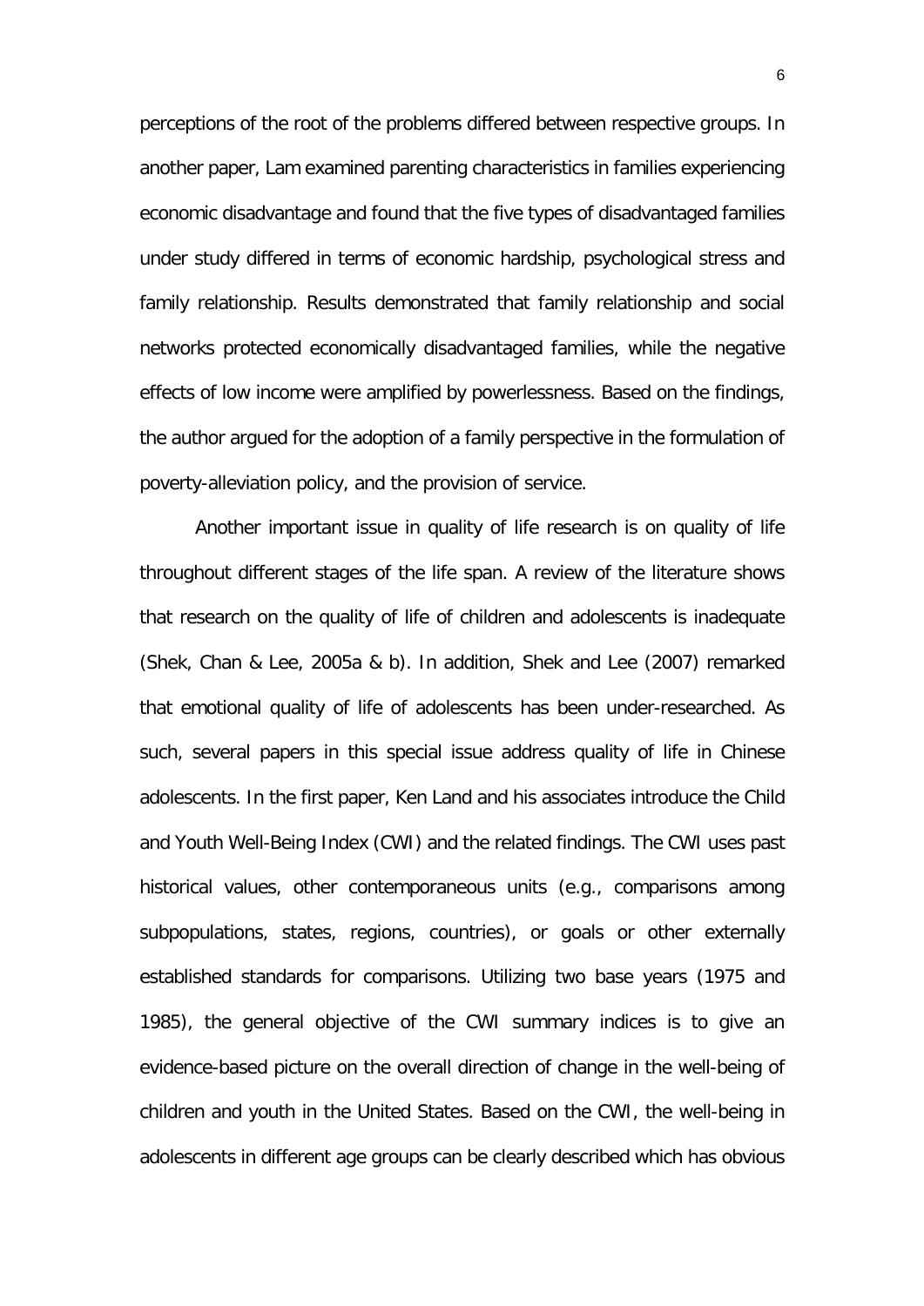perceptions of the root of the problems differed between respective groups. In another paper, Lam examined parenting characteristics in families experiencing economic disadvantage and found that the five types of disadvantaged families under study differed in terms of economic hardship, psychological stress and family relationship. Results demonstrated that family relationship and social networks protected economically disadvantaged families, while the negative effects of low income were amplified by powerlessness. Based on the findings, the author argued for the adoption of a family perspective in the formulation of poverty-alleviation policy, and the provision of service.

Another important issue in quality of life research is on quality of life throughout different stages of the life span. A review of the literature shows that research on the quality of life of children and adolescents is inadequate (Shek, Chan & Lee, 2005a & b). In addition, Shek and Lee (2007) remarked that emotional quality of life of adolescents has been under-researched. As such, several papers in this special issue address quality of life in Chinese adolescents. In the first paper, Ken Land and his associates introduce the Child and Youth Well-Being Index (CWI) and the related findings. The CWI uses past historical values, other contemporaneous units (e.g., comparisons among subpopulations, states, regions, countries), or goals or other externally established standards for comparisons. Utilizing two base years (1975 and 1985), the general objective of the CWI summary indices is to give an evidence-based picture on the overall direction of change in the well-being of children and youth in the United States. Based on the CWI, the well-being in adolescents in different age groups can be clearly described which has obvious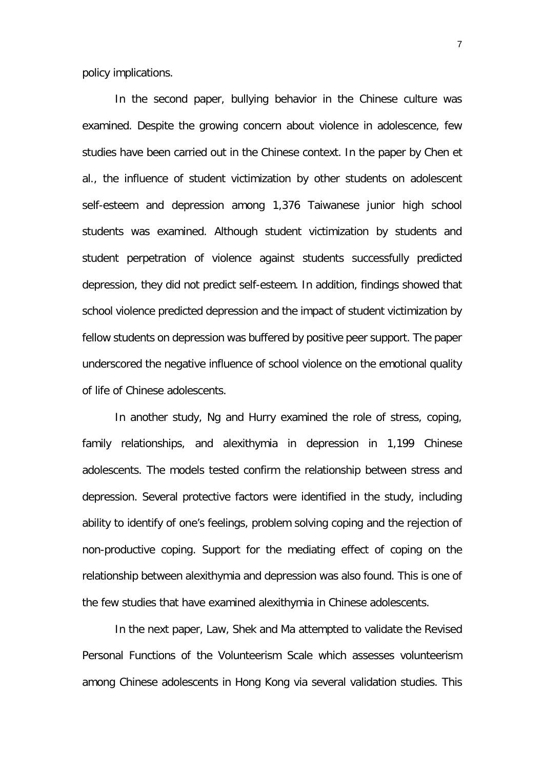policy implications.

In the second paper, bullying behavior in the Chinese culture was examined. Despite the growing concern about violence in adolescence, few studies have been carried out in the Chinese context. In the paper by Chen et al., the influence of student victimization by other students on adolescent self-esteem and depression among 1,376 Taiwanese junior high school students was examined. Although student victimization by students and student perpetration of violence against students successfully predicted depression, they did not predict self-esteem. In addition, findings showed that school violence predicted depression and the impact of student victimization by fellow students on depression was buffered by positive peer support. The paper underscored the negative influence of school violence on the emotional quality of life of Chinese adolescents.

In another study, Ng and Hurry examined the role of stress, coping, family relationships, and alexithymia in depression in 1,199 Chinese adolescents. The models tested confirm the relationship between stress and depression. Several protective factors were identified in the study, including ability to identify of one's feelings, problem solving coping and the rejection of non-productive coping. Support for the mediating effect of coping on the relationship between alexithymia and depression was also found. This is one of the few studies that have examined alexithymia in Chinese adolescents.

In the next paper, Law, Shek and Ma attempted to validate the Revised Personal Functions of the Volunteerism Scale which assesses volunteerism among Chinese adolescents in Hong Kong via several validation studies. This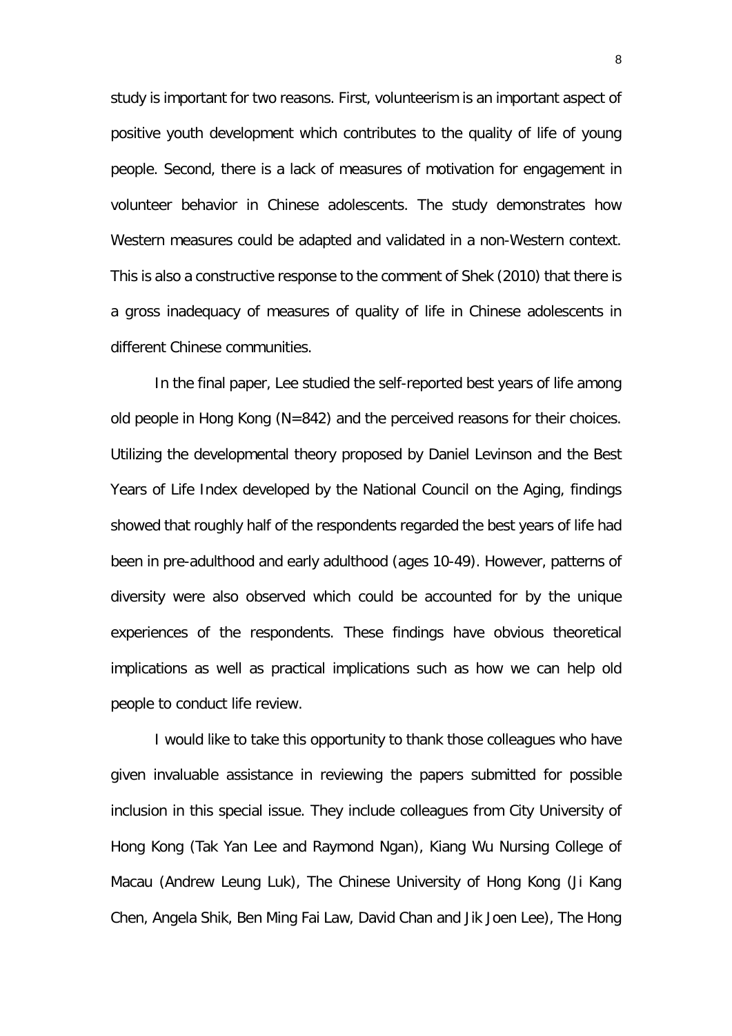study is important for two reasons. First, volunteerism is an important aspect of positive youth development which contributes to the quality of life of young people. Second, there is a lack of measures of motivation for engagement in volunteer behavior in Chinese adolescents. The study demonstrates how Western measures could be adapted and validated in a non-Western context. This is also a constructive response to the comment of Shek (2010) that there is a gross inadequacy of measures of quality of life in Chinese adolescents in different Chinese communities.

In the final paper, Lee studied the self-reported best years of life among old people in Hong Kong (N=842) and the perceived reasons for their choices. Utilizing the developmental theory proposed by Daniel Levinson and the Best Years of Life Index developed by the National Council on the Aging, findings showed that roughly half of the respondents regarded the best years of life had been in pre-adulthood and early adulthood (ages 10-49). However, patterns of diversity were also observed which could be accounted for by the unique experiences of the respondents. These findings have obvious theoretical implications as well as practical implications such as how we can help old people to conduct life review.

I would like to take this opportunity to thank those colleagues who have given invaluable assistance in reviewing the papers submitted for possible inclusion in this special issue. They include colleagues from City University of Hong Kong (Tak Yan Lee and Raymond Ngan), Kiang Wu Nursing College of Macau (Andrew Leung Luk), The Chinese University of Hong Kong (Ji Kang Chen, Angela Shik, Ben Ming Fai Law, David Chan and Jik Joen Lee), The Hong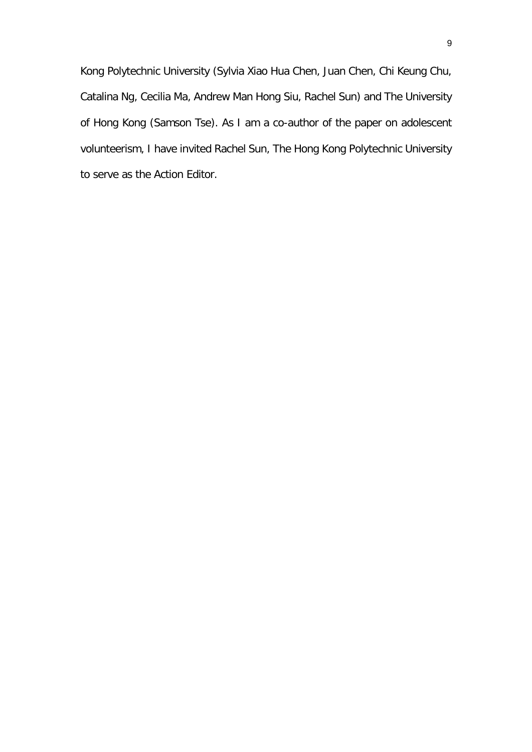Kong Polytechnic University (Sylvia Xiao Hua Chen, Juan Chen, Chi Keung Chu, Catalina Ng, Cecilia Ma, Andrew Man Hong Siu, Rachel Sun) and The University of Hong Kong (Samson Tse). As I am a co-author of the paper on adolescent volunteerism, I have invited Rachel Sun, The Hong Kong Polytechnic University to serve as the Action Editor.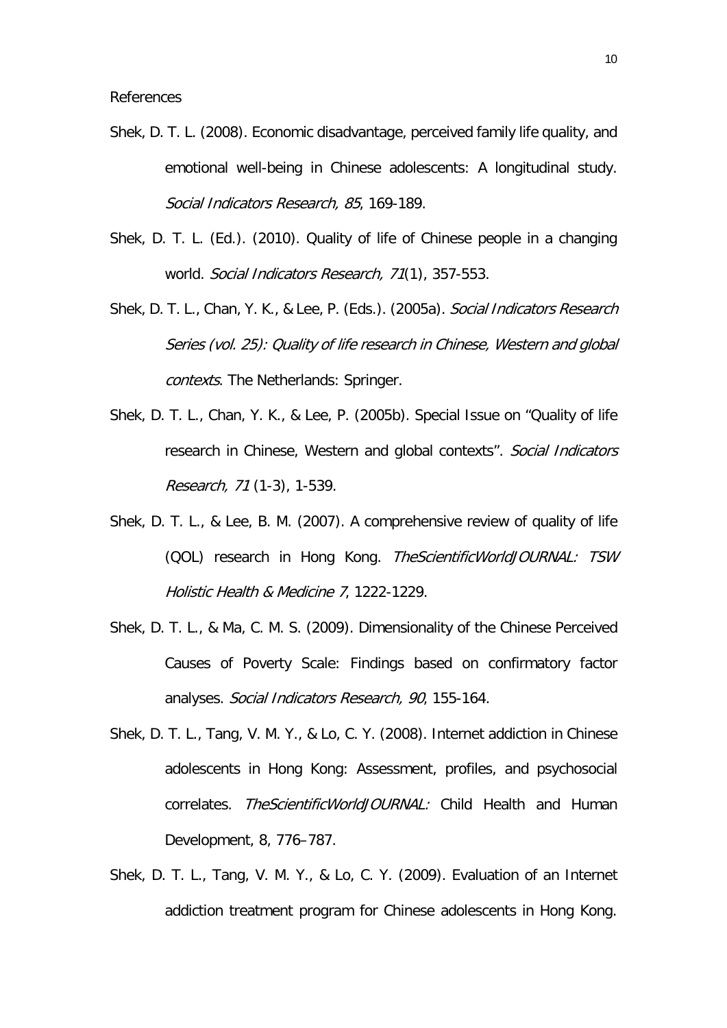References

Shek, D. T. L. (2008). Economic disadvantage, perceived family life quality, and emotional well-being in Chinese adolescents: A longitudinal study. *Social Indicators Research, 85*, 169-189.

Shek, D. T. L. (Ed.). (2010). Quality of life of Chinese people in a changing world. *Social Indicators Research, 71*(1), 357-553.

Shek, D. T. L., Chan, Y. K., & Lee, P. (Eds.). (2005a). *Social Indicators Research Series (vol. 25): Quality of life research in Chinese, Western and global contexts*. The Netherlands: Springer.

Shek, D. T. L., Chan, Y. K., & Lee, P. (2005b). Special Issue on "Quality of life research in Chinese, Western and global contexts". *Social Indicators Research, 71* (1-3), 1-539.

Shek, D. T. L., & Lee, B. M. (2007). A comprehensive review of quality of life (QOL) research in Hong Kong. *TheScientificWorldJOURNAL: TSW Holistic Health & Medicine 7*, 1222-1229.

Shek, D. T. L., & Ma, C. M. S. (2009). Dimensionality of the Chinese Perceived Causes of Poverty Scale: Findings based on confirmatory factor analyses. *Social Indicators Research, 90*, 155-164.

Shek, D. T. L., Tang, V. M. Y., & Lo, C. Y. (2008). Internet addiction in Chinese adolescents in Hong Kong: Assessment, profiles, and psychosocial correlates. *TheScientificWorldJOURNAL:* Child Health and Human Development, 8, 776–787.

Shek, D. T. L., Tang, V. M. Y., & Lo, C. Y. (2009). Evaluation of an Internet addiction treatment program for Chinese adolescents in Hong Kong.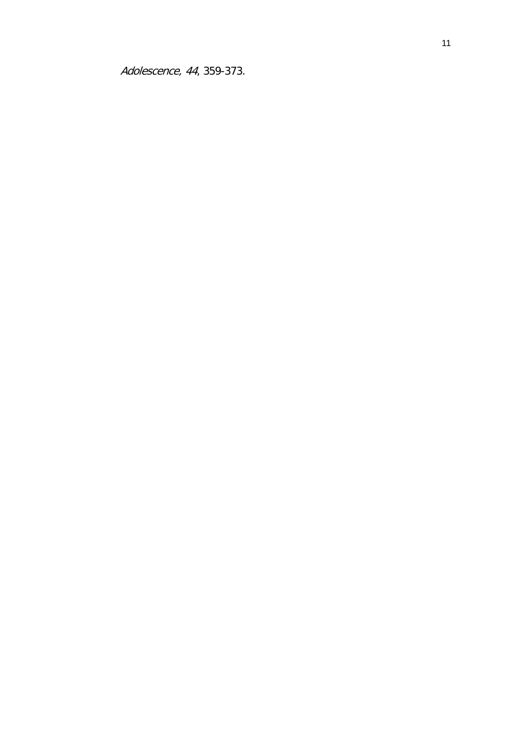*Adolescence, 44*, 359-373.